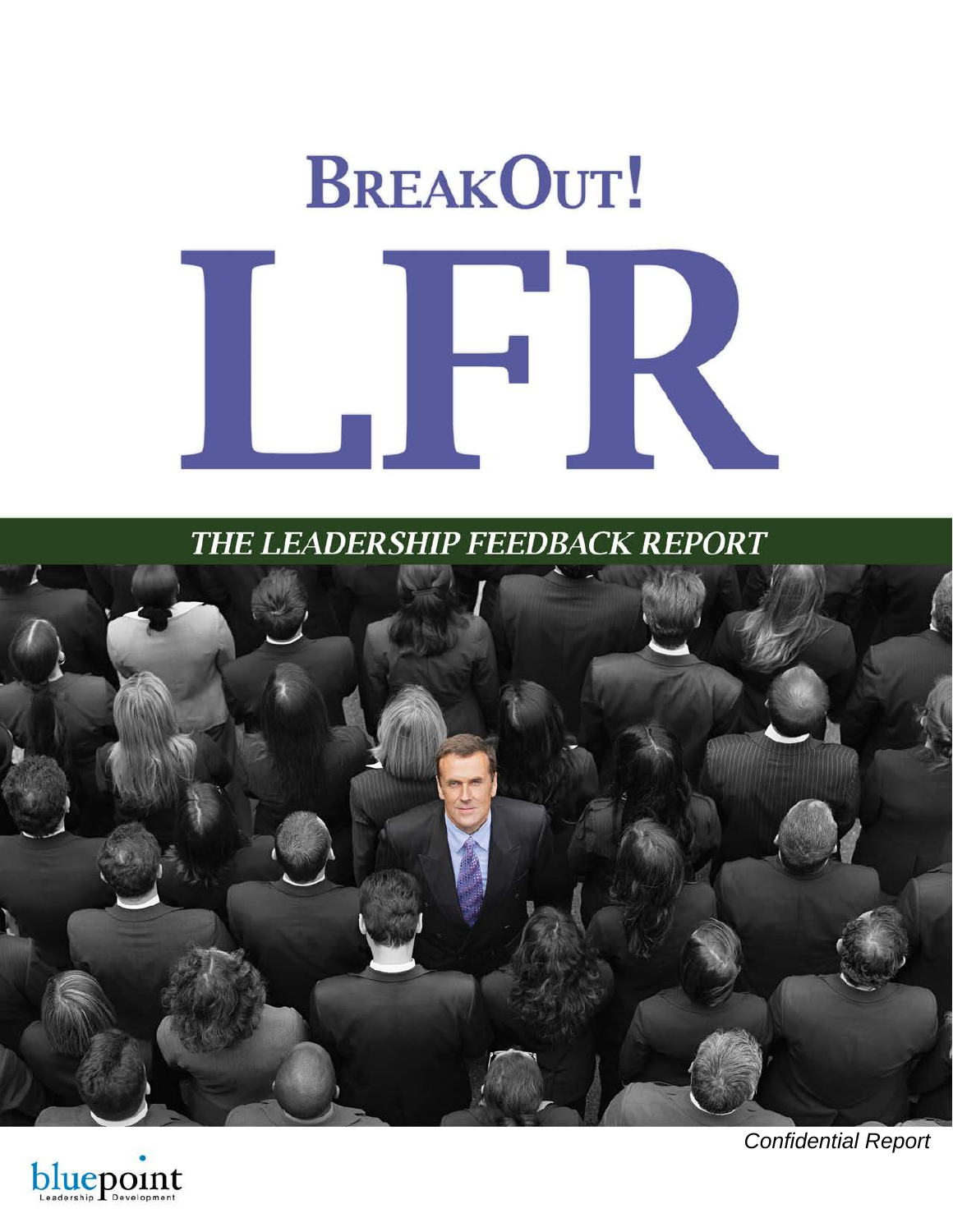# BreakOut!

# LFR

## THE LEADERSHIP FEEDBACK REPORT

*Confidential Report*

bluepoint Leadership Development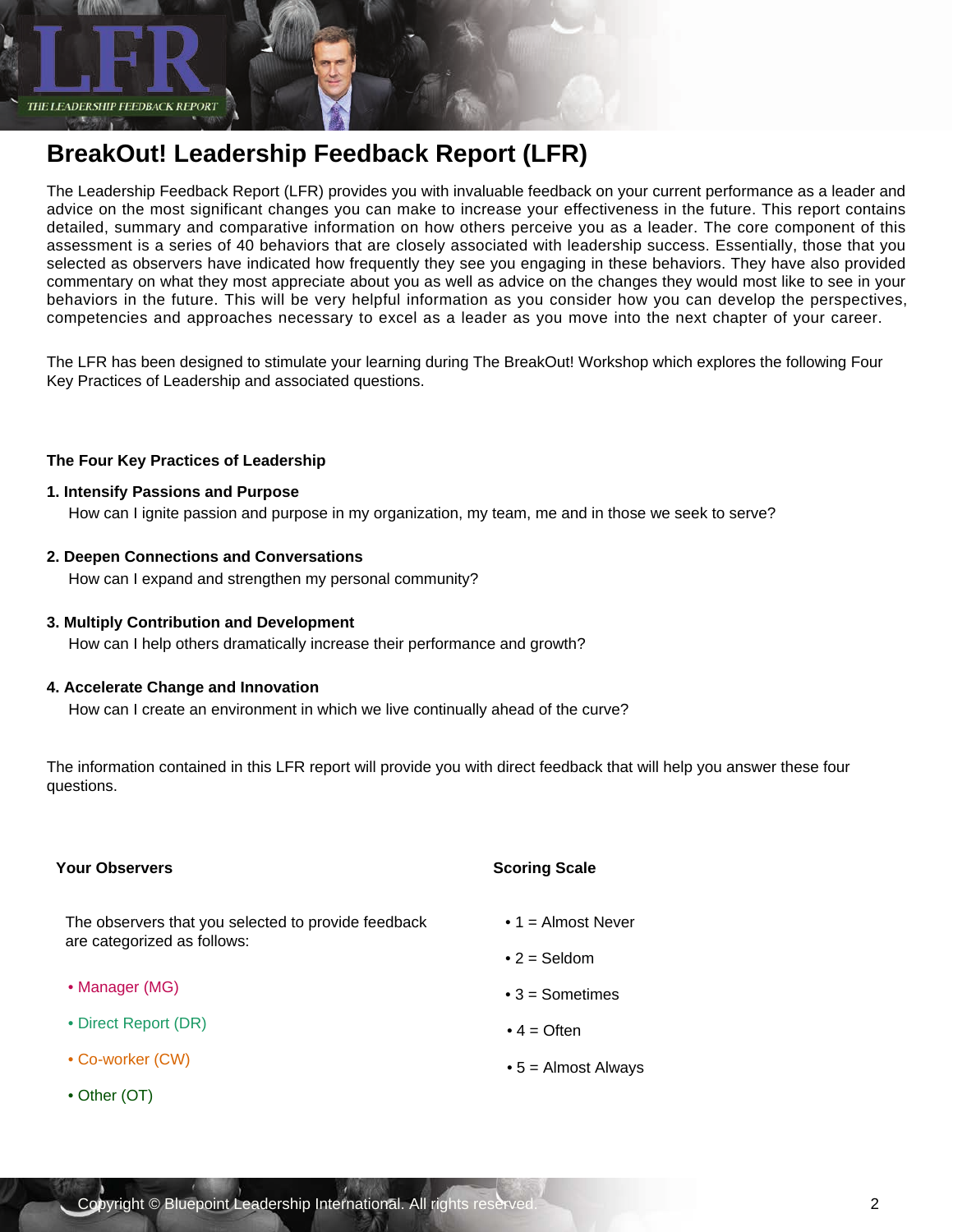# BreakOut! Leadership Feedback Report (LFR)

The Leadership Feedback Report (LFR) provides you with invaluable feedback on your current performance as a leader and advice on the most significant changes you can make to increase your effectiveness in the future. This report contains detailed, summary and comparative information on how others perceive you as a leader. The core component of this assessment is a series of 40 behaviors that are closely associated with leadership success. Essentially, those that you selected as observers have indicated how frequently they see you engaging in these behaviors. They have also provided commentary on what they most appreciate about you as well as advice on the changes they would most like to see in your behaviors in the future. This will be very helpful information as you consider how you can develop the perspectives, competencies and approaches necessary to excel as a leader as you move into the next chapter of your career.

The LFR has been designed to stimulate your learning during The BreakOut! Workshop which explores the following Four Key Practices of Leadership and associated questions.

**The Four Key Practices of Leadership**

**1. Intensify Passions and Purpose**

How can I ignite passion and purpose in my organization, my team, me and in those we seek to serve?

**2. Deepen Connections and Conversations**

How can I expand and strengthen my personal community?

**3. Multiply Contribution and Development**

How can I help others dramatically increase their performance and growth?

**4. Accelerate Change and Innovation**

How can I create an environment in which we live continually ahead of the curve?

The information contained in this LFR report will provide you with direct feedback that will help you answer these four questions.

**Your Observers**

The observers that you selected to provide feedback are categorized as follows:

- Manager (MG)
- Direct Report (DR)
- Co-worker (CW)
- Other (OT)

**Scoring Scale**

- 1 = Almost Never
- 2 = Seldom
- 3 = Sometimes
- 4 = Often
- 5 = Almost Always

Copyright © Bluepoint Leadership International. All rights reserved.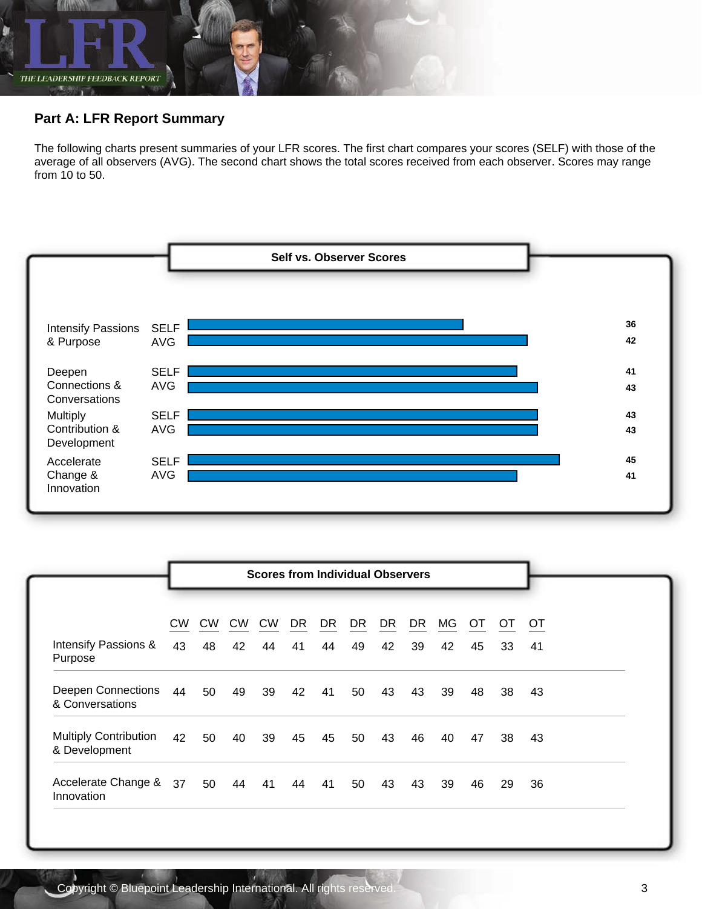## Part A: LFR Report Summary

The following charts present summaries of your LFR scores. The first chart compares your scores (SELF) with those of the average of all observers (AVG). The second chart shows the total scores received from each observer. Scores may range from 10 to 50.

### Self vs. Observer Scores

| Category | | Score |
|---|---|---|
| Intensify Passions & Purpose | SELF | 36 |
| | AVG | 42 |
| Deepen Connections & Conversations | SELF | 41 |
| | AVG | 43 |
| Multiply Contribution & Development | SELF | 43 |
| | AVG | 43 |
| Accelerate Change & Innovation | SELF | 45 |
| | AVG | 41 |

### Scores from Individual Observers

| | CW | CW | CW | CW | DR | DR | DR | DR | DR | MG | OT | OT | OT |
|---|---|---|---|---|---|---|---|---|---|---|---|---|---|
| Intensify Passions & Purpose | 43 | 48 | 42 | 44 | 41 | 44 | 49 | 42 | 39 | 42 | 45 | 33 | 41 |
| Deepen Connections & Conversations | 44 | 50 | 49 | 39 | 42 | 41 | 50 | 43 | 43 | 39 | 48 | 38 | 43 |
| Multiply Contribution & Development | 42 | 50 | 40 | 39 | 45 | 45 | 50 | 43 | 46 | 40 | 47 | 38 | 43 |
| Accelerate Change & Innovation | 37 | 50 | 44 | 41 | 44 | 41 | 50 | 43 | 43 | 39 | 46 | 29 | 36 |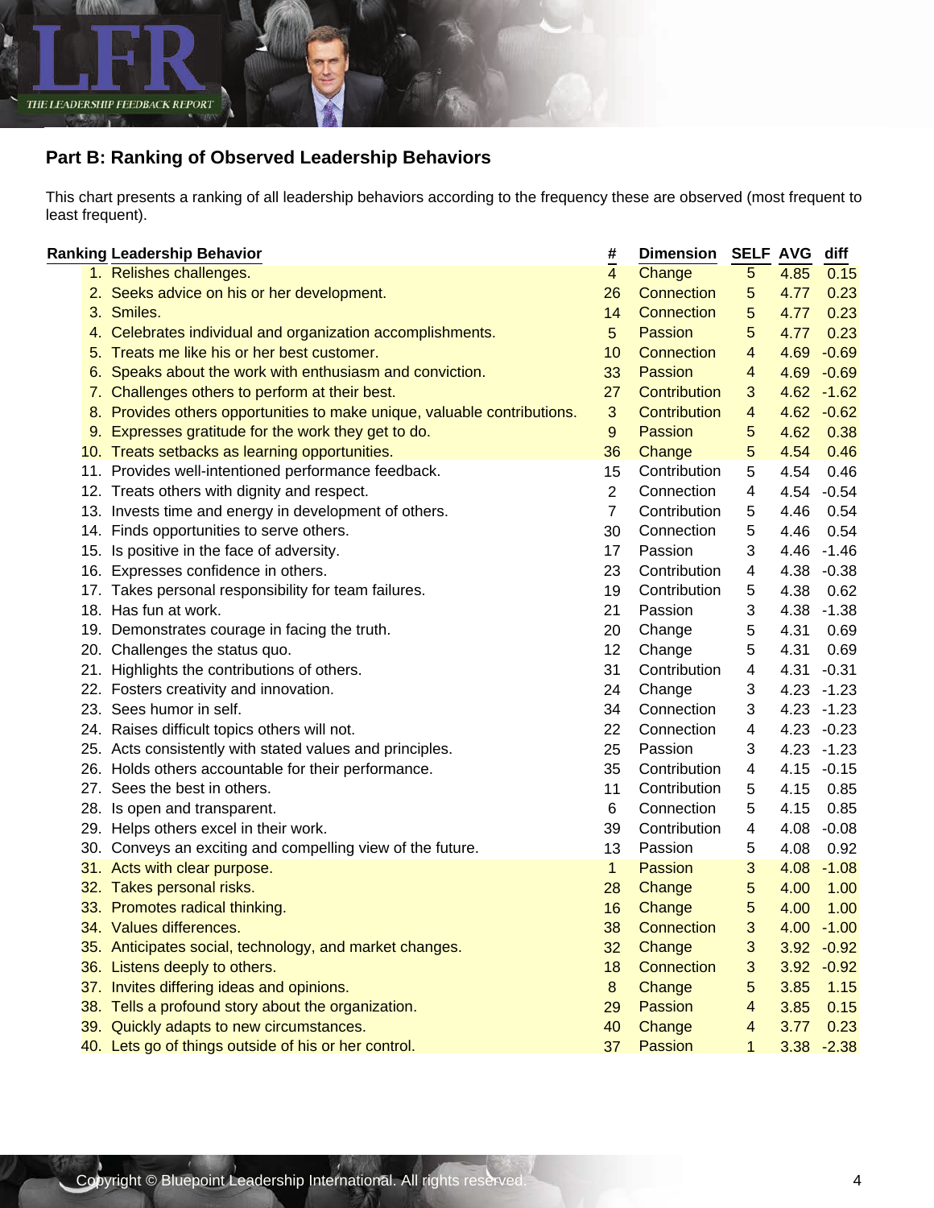## Part B: Ranking of Observed Leadership Behaviors

This chart presents a ranking of all leadership behaviors according to the frequency these are observed (most frequent to least frequent).

| Ranking | Leadership Behavior | # | Dimension | SELF | AVG | diff |
|---|---|---|---|---|---|---|
| 1. | Relishes challenges. | 4 | Change | 5 | 4.85 | 0.15 |
| 2. | Seeks advice on his or her development. | 26 | Connection | 5 | 4.77 | 0.23 |
| 3. | Smiles. | 14 | Connection | 5 | 4.77 | 0.23 |
| 4. | Celebrates individual and organization accomplishments. | 5 | Passion | 5 | 4.77 | 0.23 |
| 5. | Treats me like his or her best customer. | 10 | Connection | 4 | 4.69 | -0.69 |
| 6. | Speaks about the work with enthusiasm and conviction. | 33 | Passion | 4 | 4.69 | -0.69 |
| 7. | Challenges others to perform at their best. | 27 | Contribution | 3 | 4.62 | -1.62 |
| 8. | Provides others opportunities to make unique, valuable contributions. | 3 | Contribution | 4 | 4.62 | -0.62 |
| 9. | Expresses gratitude for the work they get to do. | 9 | Passion | 5 | 4.62 | 0.38 |
| 10. | Treats setbacks as learning opportunities. | 36 | Change | 5 | 4.54 | 0.46 |
| 11. | Provides well-intentioned performance feedback. | 15 | Contribution | 5 | 4.54 | 0.46 |
| 12. | Treats others with dignity and respect. | 2 | Connection | 4 | 4.54 | -0.54 |
| 13. | Invests time and energy in development of others. | 7 | Contribution | 5 | 4.46 | 0.54 |
| 14. | Finds opportunities to serve others. | 30 | Connection | 5 | 4.46 | 0.54 |
| 15. | Is positive in the face of adversity. | 17 | Passion | 3 | 4.46 | -1.46 |
| 16. | Expresses confidence in others. | 23 | Contribution | 4 | 4.38 | -0.38 |
| 17. | Takes personal responsibility for team failures. | 19 | Contribution | 5 | 4.38 | 0.62 |
| 18. | Has fun at work. | 21 | Passion | 3 | 4.38 | -1.38 |
| 19. | Demonstrates courage in facing the truth. | 20 | Change | 5 | 4.31 | 0.69 |
| 20. | Challenges the status quo. | 12 | Change | 5 | 4.31 | 0.69 |
| 21. | Highlights the contributions of others. | 31 | Contribution | 4 | 4.31 | -0.31 |
| 22. | Fosters creativity and innovation. | 24 | Change | 3 | 4.23 | -1.23 |
| 23. | Sees humor in self. | 34 | Connection | 3 | 4.23 | -1.23 |
| 24. | Raises difficult topics others will not. | 22 | Connection | 4 | 4.23 | -0.23 |
| 25. | Acts consistently with stated values and principles. | 25 | Passion | 3 | 4.23 | -1.23 |
| 26. | Holds others accountable for their performance. | 35 | Contribution | 4 | 4.15 | -0.15 |
| 27. | Sees the best in others. | 11 | Contribution | 5 | 4.15 | 0.85 |
| 28. | Is open and transparent. | 6 | Connection | 5 | 4.15 | 0.85 |
| 29. | Helps others excel in their work. | 39 | Contribution | 4 | 4.08 | -0.08 |
| 30. | Conveys an exciting and compelling view of the future. | 13 | Passion | 5 | 4.08 | 0.92 |
| 31. | Acts with clear purpose. | 1 | Passion | 3 | 4.08 | -1.08 |
| 32. | Takes personal risks. | 28 | Change | 5 | 4.00 | 1.00 |
| 33. | Promotes radical thinking. | 16 | Change | 5 | 4.00 | 1.00 |
| 34. | Values differences. | 38 | Connection | 3 | 4.00 | -1.00 |
| 35. | Anticipates social, technology, and market changes. | 32 | Change | 3 | 3.92 | -0.92 |
| 36. | Listens deeply to others. | 18 | Connection | 3 | 3.92 | -0.92 |
| 37. | Invites differing ideas and opinions. | 8 | Change | 5 | 3.85 | 1.15 |
| 38. | Tells a profound story about the organization. | 29 | Passion | 4 | 3.85 | 0.15 |
| 39. | Quickly adapts to new circumstances. | 40 | Change | 4 | 3.77 | 0.23 |
| 40. | Lets go of things outside of his or her control. | 37 | Passion | 1 | 3.38 | -2.38 |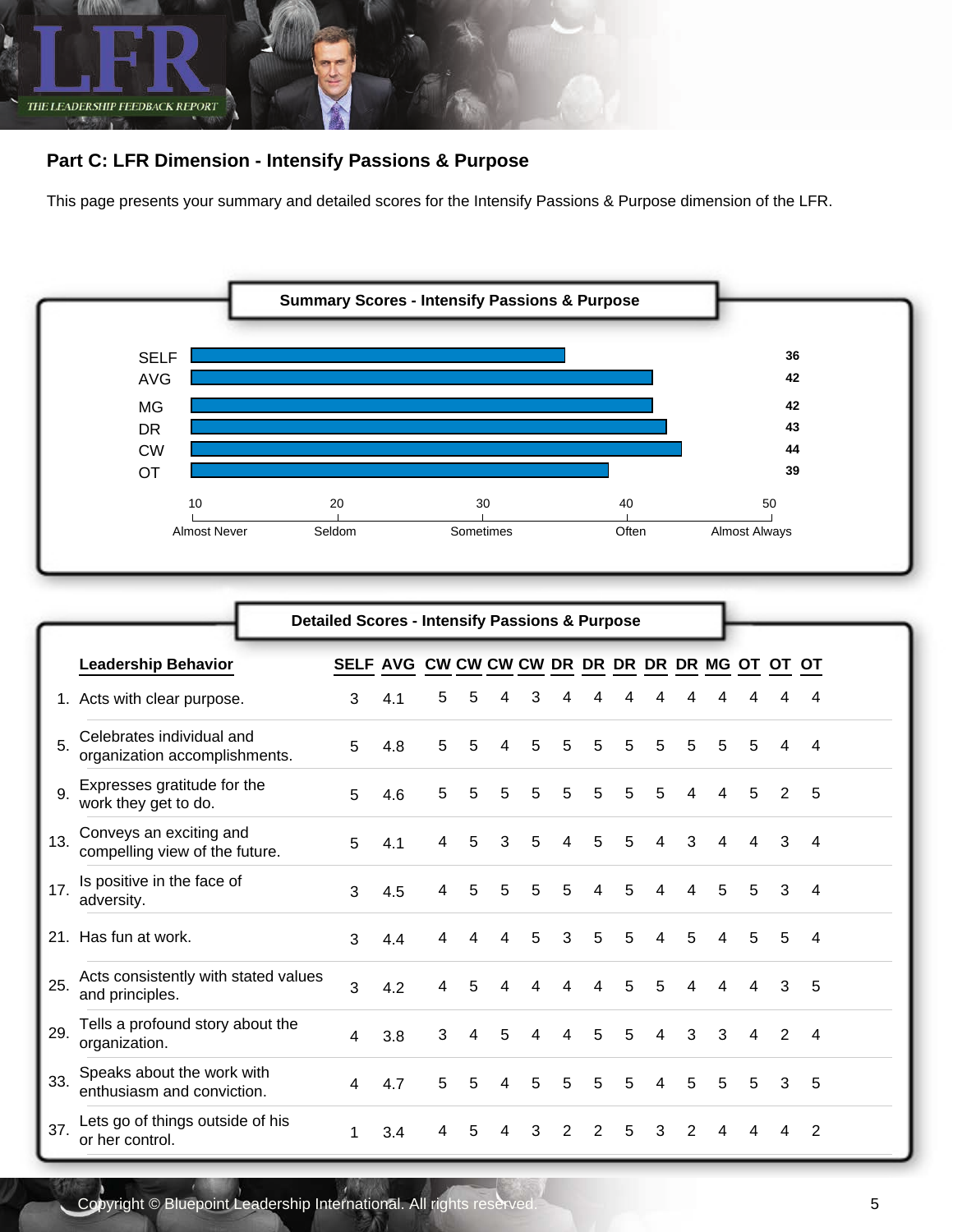## Part C: LFR Dimension - Intensify Passions & Purpose

This page presents your summary and detailed scores for the Intensify Passions & Purpose dimension of the LFR.

### Summary Scores - Intensify Passions & Purpose

| Rater | Score |
|---|---|
| SELF | 36 |
| AVG | 42 |
| MG | 42 |
| DR | 43 |
| CW | 44 |
| OT | 39 |

Scale: 10 Almost Never · 20 Seldom · 30 Sometimes · 40 Often · 50 Almost Always

### Detailed Scores - Intensify Passions & Purpose

| | Leadership Behavior | SELF | AVG | CW | CW | CW | CW | DR | DR | DR | DR | DR | MG | OT | OT | OT |
|---|---|---|---|---|---|---|---|---|---|---|---|---|---|---|---|---|
| 1. | Acts with clear purpose. | 3 | 4.1 | 5 | 5 | 4 | 3 | 4 | 4 | 4 | 4 | 4 | 4 | 4 | 4 | 4 |
| 5. | Celebrates individual and organization accomplishments. | 5 | 4.8 | 5 | 5 | 4 | 5 | 5 | 5 | 5 | 5 | 5 | 5 | 5 | 4 | 4 |
| 9. | Expresses gratitude for the work they get to do. | 5 | 4.6 | 5 | 5 | 5 | 5 | 5 | 5 | 5 | 5 | 4 | 4 | 5 | 2 | 5 |
| 13. | Conveys an exciting and compelling view of the future. | 5 | 4.1 | 4 | 5 | 3 | 5 | 4 | 5 | 5 | 4 | 3 | 4 | 4 | 3 | 4 |
| 17. | Is positive in the face of adversity. | 3 | 4.5 | 4 | 5 | 5 | 5 | 5 | 4 | 5 | 4 | 4 | 5 | 5 | 3 | 4 |
| 21. | Has fun at work. | 3 | 4.4 | 4 | 4 | 4 | 5 | 3 | 5 | 5 | 4 | 5 | 4 | 5 | 5 | 4 |
| 25. | Acts consistently with stated values and principles. | 3 | 4.2 | 4 | 5 | 4 | 4 | 4 | 4 | 5 | 5 | 4 | 4 | 4 | 3 | 5 |
| 29. | Tells a profound story about the organization. | 4 | 3.8 | 3 | 4 | 5 | 4 | 4 | 5 | 5 | 4 | 3 | 3 | 4 | 2 | 4 |
| 33. | Speaks about the work with enthusiasm and conviction. | 4 | 4.7 | 5 | 5 | 4 | 5 | 5 | 5 | 5 | 4 | 5 | 5 | 5 | 3 | 5 |
| 37. | Lets go of things outside of his or her control. | 1 | 3.4 | 4 | 5 | 4 | 3 | 2 | 2 | 5 | 3 | 2 | 4 | 4 | 4 | 2 |

Copyright © Bluepoint Leadership International. All rights reserved.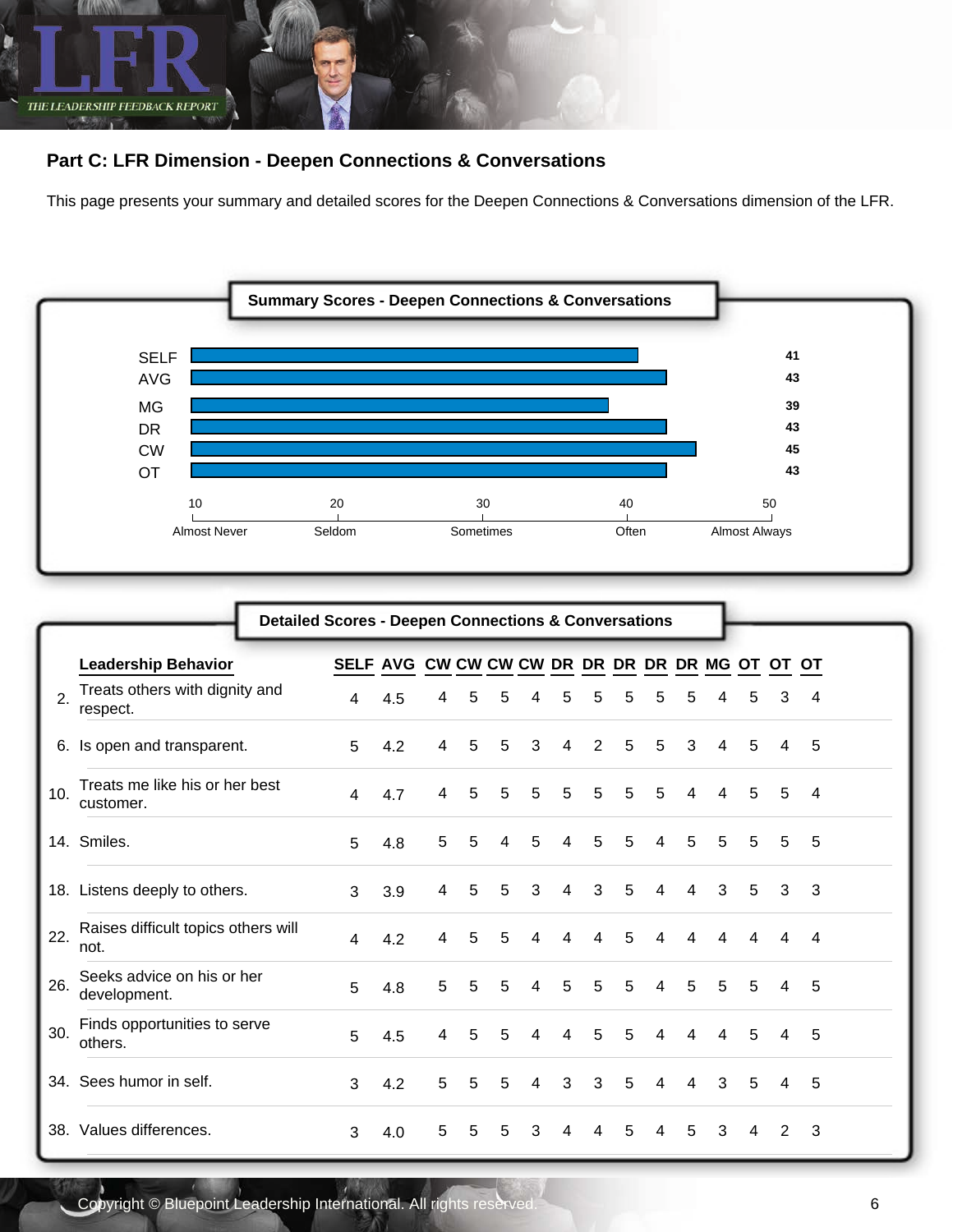## Part C: LFR Dimension - Deepen Connections & Conversations

This page presents your summary and detailed scores for the Deepen Connections & Conversations dimension of the LFR.

### Summary Scores - Deepen Connections & Conversations

| Rater | Score |
|---|---|
| SELF | 41 |
| AVG | 43 |
| MG | 39 |
| DR | 43 |
| CW | 45 |
| OT | 43 |

Scale: 10 Almost Never, 20 Seldom, 30 Sometimes, 40 Often, 50 Almost Always

### Detailed Scores - Deepen Connections & Conversations

| | Leadership Behavior | SELF | AVG | CW | CW | CW | CW | DR | DR | DR | DR | DR | MG | OT | OT | OT |
|---|---|---|---|---|---|---|---|---|---|---|---|---|---|---|---|---|
| 2. | Treats others with dignity and respect. | 4 | 4.5 | 4 | 5 | 5 | 4 | 5 | 5 | 5 | 5 | 5 | 4 | 5 | 3 | 4 |
| 6. | Is open and transparent. | 5 | 4.2 | 4 | 5 | 5 | 3 | 4 | 2 | 5 | 5 | 3 | 4 | 5 | 4 | 5 |
| 10. | Treats me like his or her best customer. | 4 | 4.7 | 4 | 5 | 5 | 5 | 5 | 5 | 5 | 5 | 4 | 4 | 5 | 5 | 4 |
| 14. | Smiles. | 5 | 4.8 | 5 | 5 | 4 | 5 | 4 | 5 | 5 | 4 | 5 | 5 | 5 | 5 | 5 |
| 18. | Listens deeply to others. | 3 | 3.9 | 4 | 5 | 5 | 3 | 4 | 3 | 5 | 4 | 4 | 3 | 5 | 3 | 3 |
| 22. | Raises difficult topics others will not. | 4 | 4.2 | 4 | 5 | 5 | 4 | 4 | 4 | 5 | 4 | 4 | 4 | 4 | 4 | 4 |
| 26. | Seeks advice on his or her development. | 5 | 4.8 | 5 | 5 | 5 | 4 | 5 | 5 | 5 | 4 | 5 | 5 | 5 | 4 | 5 |
| 30. | Finds opportunities to serve others. | 5 | 4.5 | 4 | 5 | 5 | 4 | 4 | 5 | 5 | 4 | 4 | 4 | 5 | 4 | 5 |
| 34. | Sees humor in self. | 3 | 4.2 | 5 | 5 | 5 | 4 | 3 | 3 | 5 | 4 | 4 | 3 | 5 | 4 | 5 |
| 38. | Values differences. | 3 | 4.0 | 5 | 5 | 5 | 3 | 4 | 4 | 5 | 4 | 5 | 3 | 4 | 2 | 3 |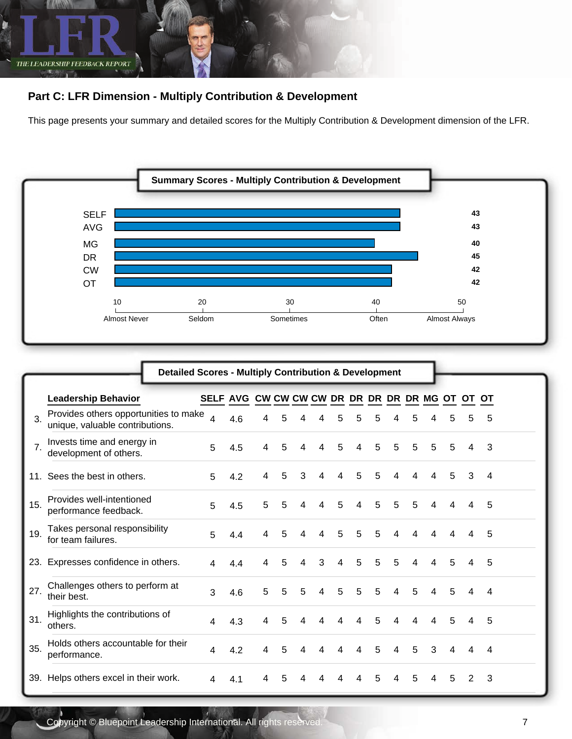## Part C: LFR Dimension - Multiply Contribution & Development

This page presents your summary and detailed scores for the Multiply Contribution & Development dimension of the LFR.

### Summary Scores - Multiply Contribution & Development

| Rater | Score |
|---|---|
| SELF | 43 |
| AVG | 43 |
| MG | 40 |
| DR | 45 |
| CW | 42 |
| OT | 42 |

Scale: 10 Almost Never, 20 Seldom, 30 Sometimes, 40 Often, 50 Almost Always

### Detailed Scores - Multiply Contribution & Development

| | Leadership Behavior | SELF | AVG | CW | CW | CW | CW | DR | DR | DR | DR | DR | MG | OT | OT | OT |
|---|---|---|---|---|---|---|---|---|---|---|---|---|---|---|---|---|
| 3. | Provides others opportunities to make unique, valuable contributions. | 4 | 4.6 | 4 | 5 | 4 | 4 | 5 | 5 | 5 | 4 | 5 | 4 | 5 | 5 | 5 |
| 7. | Invests time and energy in development of others. | 5 | 4.5 | 4 | 5 | 4 | 4 | 5 | 4 | 5 | 5 | 5 | 5 | 5 | 4 | 3 |
| 11. | Sees the best in others. | 5 | 4.2 | 4 | 5 | 3 | 4 | 4 | 5 | 5 | 4 | 4 | 4 | 5 | 3 | 4 |
| 15. | Provides well-intentioned performance feedback. | 5 | 4.5 | 5 | 5 | 4 | 4 | 5 | 4 | 5 | 5 | 5 | 4 | 4 | 4 | 5 |
| 19. | Takes personal responsibility for team failures. | 5 | 4.4 | 4 | 5 | 4 | 4 | 5 | 5 | 5 | 4 | 4 | 4 | 4 | 4 | 5 |
| 23. | Expresses confidence in others. | 4 | 4.4 | 4 | 5 | 4 | 3 | 4 | 5 | 5 | 5 | 4 | 4 | 5 | 4 | 5 |
| 27. | Challenges others to perform at their best. | 3 | 4.6 | 5 | 5 | 5 | 4 | 5 | 5 | 5 | 4 | 5 | 4 | 5 | 4 | 4 |
| 31. | Highlights the contributions of others. | 4 | 4.3 | 4 | 5 | 4 | 4 | 4 | 4 | 5 | 4 | 4 | 4 | 5 | 4 | 5 |
| 35. | Holds others accountable for their performance. | 4 | 4.2 | 4 | 5 | 4 | 4 | 4 | 4 | 5 | 4 | 5 | 3 | 4 | 4 | 4 |
| 39. | Helps others excel in their work. | 4 | 4.1 | 4 | 5 | 4 | 4 | 4 | 4 | 5 | 4 | 5 | 4 | 5 | 2 | 3 |

Copyright © Bluepoint Leadership International. All rights reserved.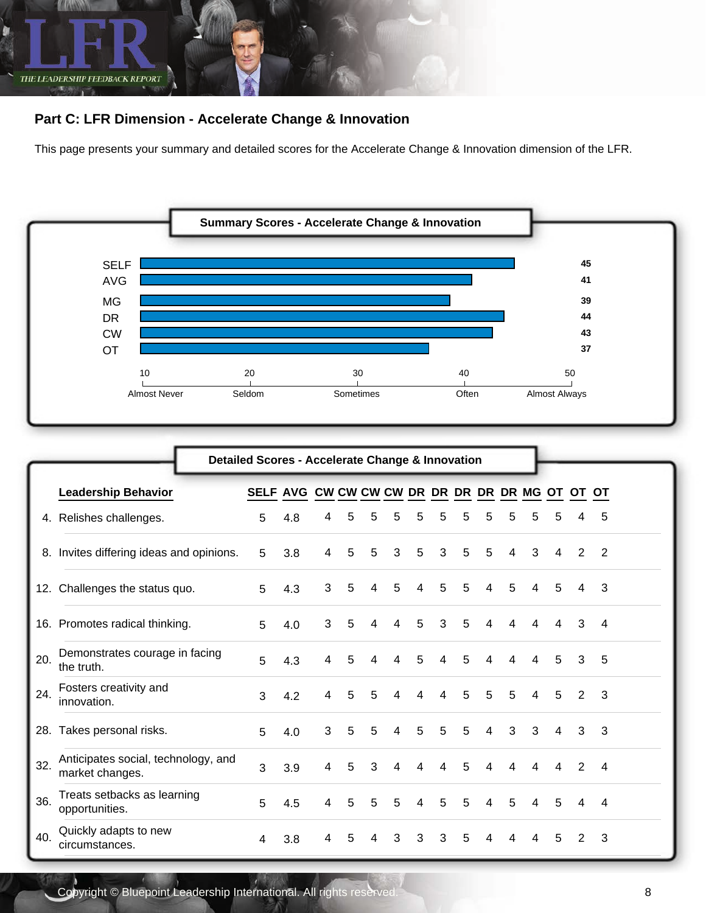## Part C: LFR Dimension - Accelerate Change & Innovation

This page presents your summary and detailed scores for the Accelerate Change & Innovation dimension of the LFR.

### Summary Scores - Accelerate Change & Innovation

| Rater | Score |
|---|---|
| SELF | 45 |
| AVG | 41 |
| MG | 39 |
| DR | 44 |
| CW | 43 |
| OT | 37 |

Scale: 10 Almost Never, 20 Seldom, 30 Sometimes, 40 Often, 50 Almost Always

### Detailed Scores - Accelerate Change & Innovation

| | Leadership Behavior | SELF | AVG | CW | CW | CW | CW | DR | DR | DR | DR | DR | MG | OT | OT | OT |
|---|---|---|---|---|---|---|---|---|---|---|---|---|---|---|---|---|
| 4. | Relishes challenges. | 5 | 4.8 | 4 | 5 | 5 | 5 | 5 | 5 | 5 | 5 | 5 | 5 | 5 | 4 | 5 |
| 8. | Invites differing ideas and opinions. | 5 | 3.8 | 4 | 5 | 5 | 3 | 5 | 3 | 5 | 5 | 4 | 3 | 4 | 2 | 2 |
| 12. | Challenges the status quo. | 5 | 4.3 | 3 | 5 | 4 | 5 | 4 | 5 | 5 | 4 | 5 | 4 | 5 | 4 | 3 |
| 16. | Promotes radical thinking. | 5 | 4.0 | 3 | 5 | 4 | 4 | 5 | 3 | 5 | 4 | 4 | 4 | 4 | 3 | 4 |
| 20. | Demonstrates courage in facing the truth. | 5 | 4.3 | 4 | 5 | 4 | 4 | 5 | 4 | 5 | 4 | 4 | 4 | 5 | 3 | 5 |
| 24. | Fosters creativity and innovation. | 3 | 4.2 | 4 | 5 | 5 | 4 | 4 | 4 | 5 | 5 | 5 | 4 | 5 | 2 | 3 |
| 28. | Takes personal risks. | 5 | 4.0 | 3 | 5 | 5 | 4 | 5 | 5 | 5 | 4 | 3 | 3 | 4 | 3 | 3 |
| 32. | Anticipates social, technology, and market changes. | 3 | 3.9 | 4 | 5 | 3 | 4 | 4 | 4 | 5 | 4 | 4 | 4 | 4 | 2 | 4 |
| 36. | Treats setbacks as learning opportunities. | 5 | 4.5 | 4 | 5 | 5 | 5 | 4 | 5 | 5 | 4 | 5 | 4 | 5 | 4 | 4 |
| 40. | Quickly adapts to new circumstances. | 4 | 3.8 | 4 | 5 | 4 | 3 | 3 | 3 | 5 | 4 | 4 | 4 | 5 | 2 | 3 |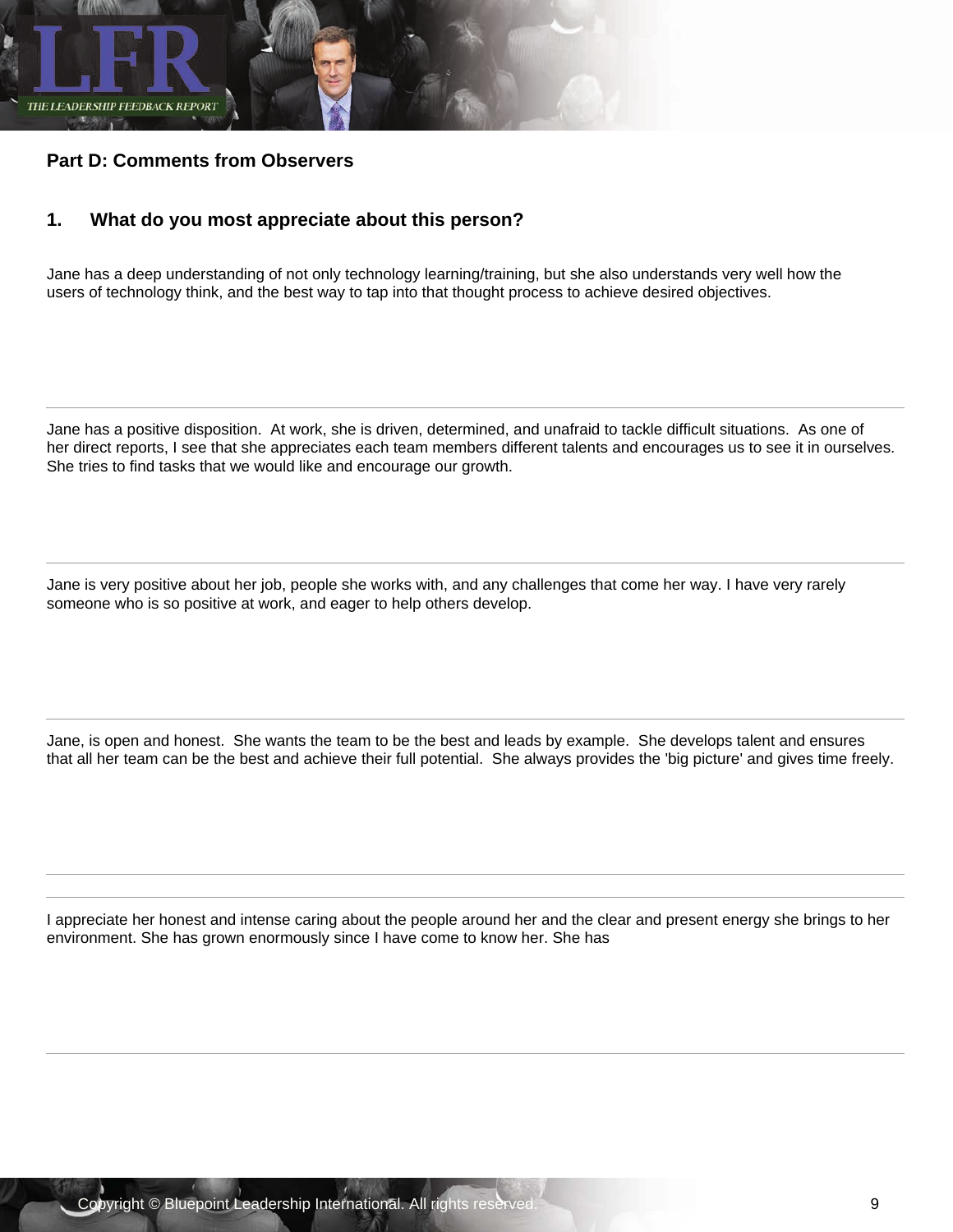## Part D: Comments from Observers

### 1. What do you most appreciate about this person?

Jane has a deep understanding of not only technology learning/training, but she also understands very well how the users of technology think, and the best way to tap into that thought process to achieve desired objectives.

---

Jane has a positive disposition.  At work, she is driven, determined, and unafraid to tackle difficult situations.  As one of her direct reports, I see that she appreciates each team members different talents and encourages us to see it in ourselves. She tries to find tasks that we would like and encourage our growth.

---

Jane is very positive about her job, people she works with, and any challenges that come her way. I have very rarely someone who is so positive at work, and eager to help others develop.

---

Jane, is open and honest.  She wants the team to be the best and leads by example.  She develops talent and ensures that all her team can be the best and achieve their full potential.  She always provides the 'big picture' and gives time freely.

---

---

I appreciate her honest and intense caring about the people around her and the clear and present energy she brings to her environment. She has grown enormously since I have come to know her. She has

---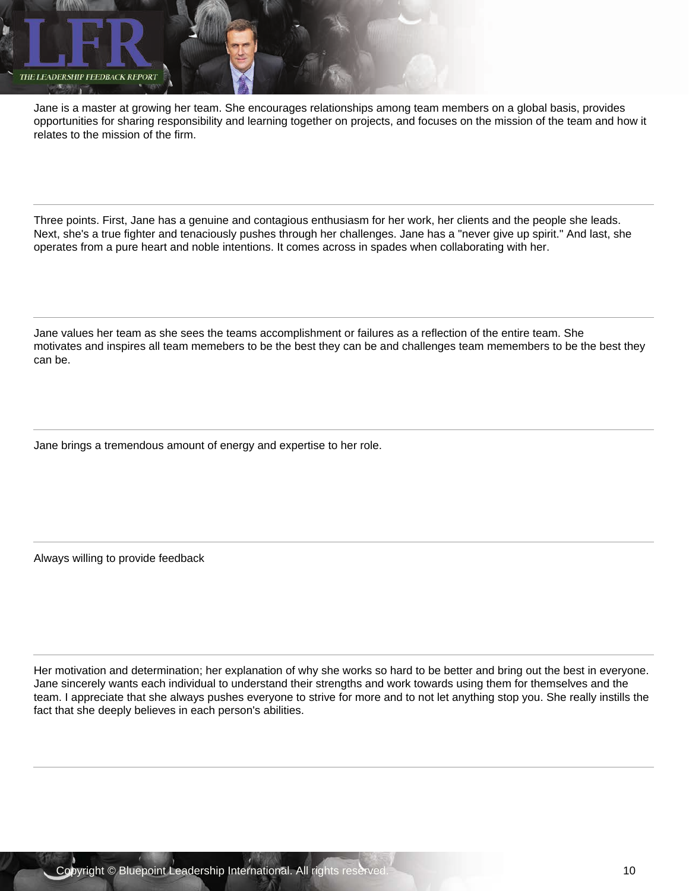Jane is a master at growing her team. She encourages relationships among team members on a global basis, provides opportunities for sharing responsibility and learning together on projects, and focuses on the mission of the team and how it relates to the mission of the firm.

---

Three points. First, Jane has a genuine and contagious enthusiasm for her work, her clients and the people she leads. Next, she's a true fighter and tenaciously pushes through her challenges. Jane has a "never give up spirit." And last, she operates from a pure heart and noble intentions. It comes across in spades when collaborating with her.

---

Jane values her team as she sees the teams accomplishment or failures as a reflection of the entire team. She motivates and inspires all team memebers to be the best they can be and challenges team memembers to be the best they can be.

---

Jane brings a tremendous amount of energy and expertise to her role.

---

Always willing to provide feedback

---

Her motivation and determination; her explanation of why she works so hard to be better and bring out the best in everyone. Jane sincerely wants each individual to understand their strengths and work towards using them for themselves and the team. I appreciate that she always pushes everyone to strive for more and to not let anything stop you. She really instills the fact that she deeply believes in each person's abilities.

---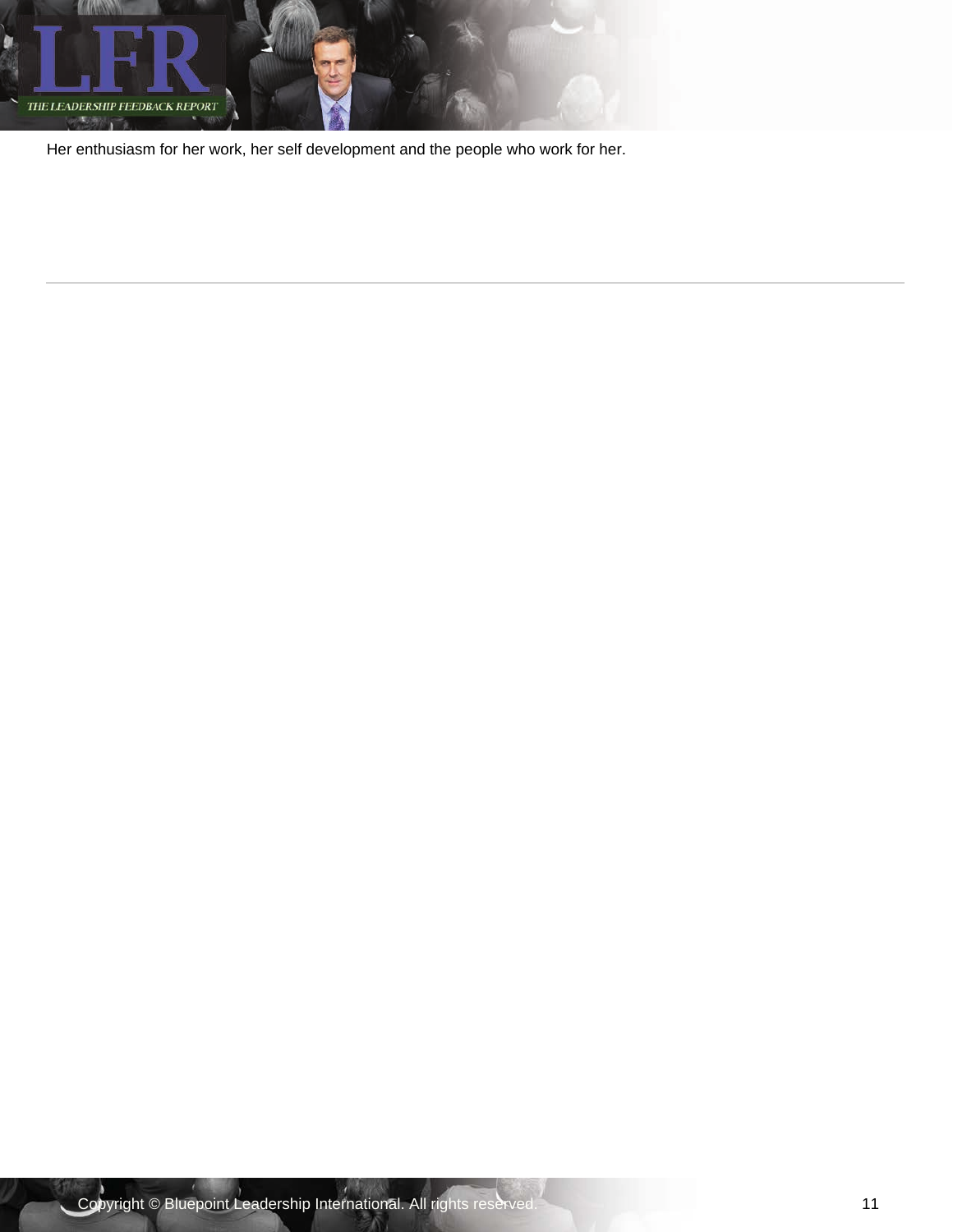Her enthusiasm for her work, her self development and the people who work for her.

---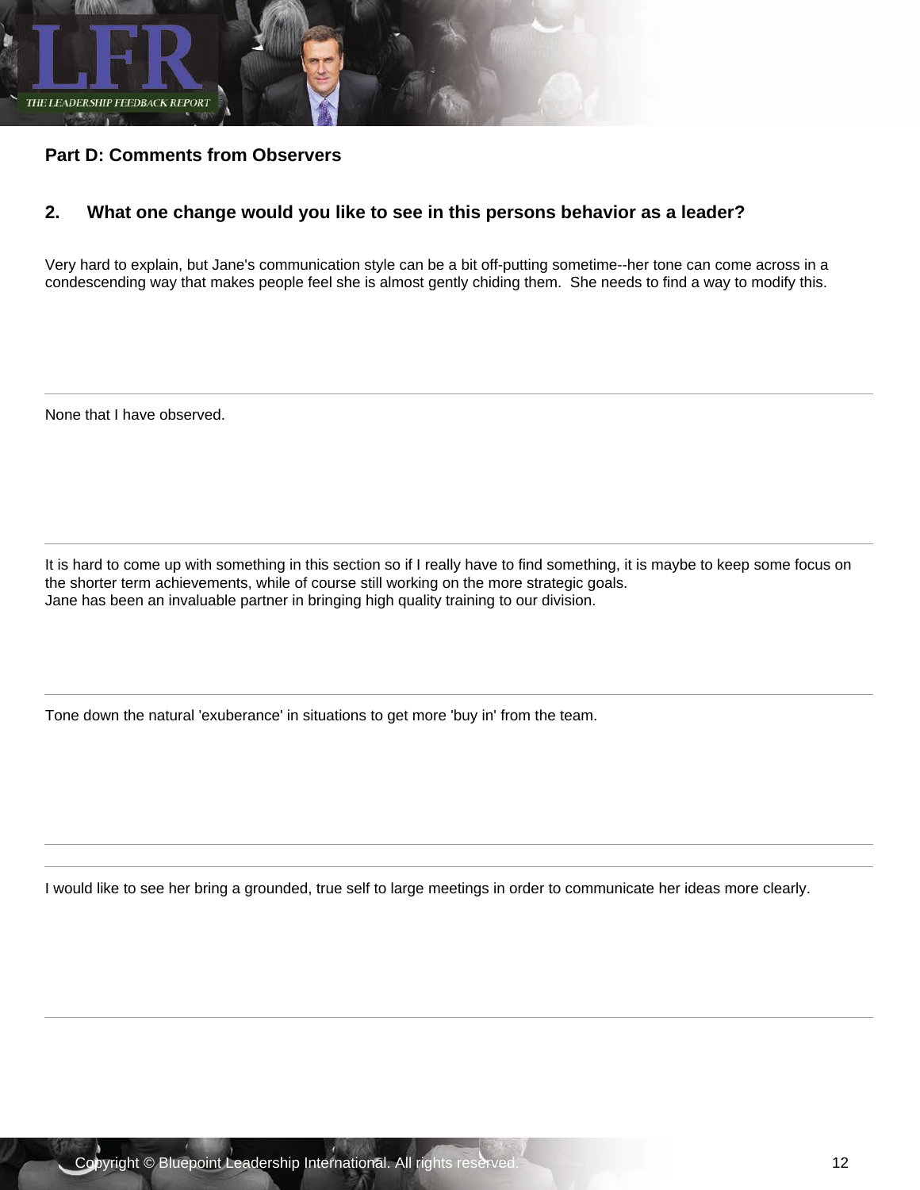## Part D: Comments from Observers

### 2. What one change would you like to see in this persons behavior as a leader?

Very hard to explain, but Jane's communication style can be a bit off-putting sometime--her tone can come across in a condescending way that makes people feel she is almost gently chiding them. She needs to find a way to modify this.

---

None that I have observed.

---

It is hard to come up with something in this section so if I really have to find something, it is maybe to keep some focus on the shorter term achievements, while of course still working on the more strategic goals.
Jane has been an invaluable partner in bringing high quality training to our division.

---

Tone down the natural 'exuberance' in situations to get more 'buy in' from the team.

---

I would like to see her bring a grounded, true self to large meetings in order to communicate her ideas more clearly.

---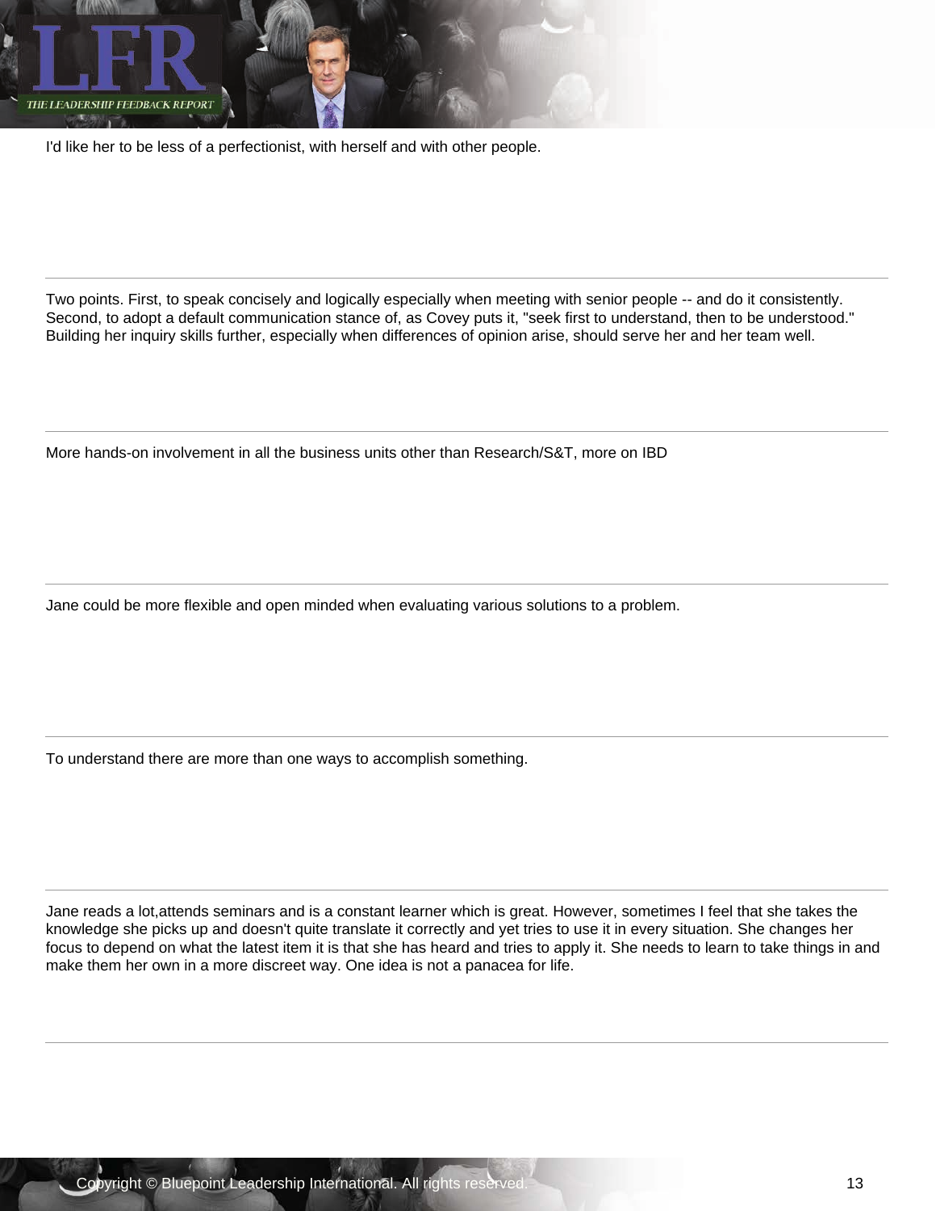I'd like her to be less of a perfectionist, with herself and with other people.

---

Two points. First, to speak concisely and logically especially when meeting with senior people -- and do it consistently. Second, to adopt a default communication stance of, as Covey puts it, "seek first to understand, then to be understood." Building her inquiry skills further, especially when differences of opinion arise, should serve her and her team well.

---

More hands-on involvement in all the business units other than Research/S&T, more on IBD

---

Jane could be more flexible and open minded when evaluating various solutions to a problem.

---

To understand there are more than one ways to accomplish something.

---

Jane reads a lot,attends seminars and is a constant learner which is great. However, sometimes I feel that she takes the knowledge she picks up and doesn't quite translate it correctly and yet tries to use it in every situation. She changes her focus to depend on what the latest item it is that she has heard and tries to apply it. She needs to learn to take things in and make them her own in a more discreet way. One idea is not a panacea for life.

---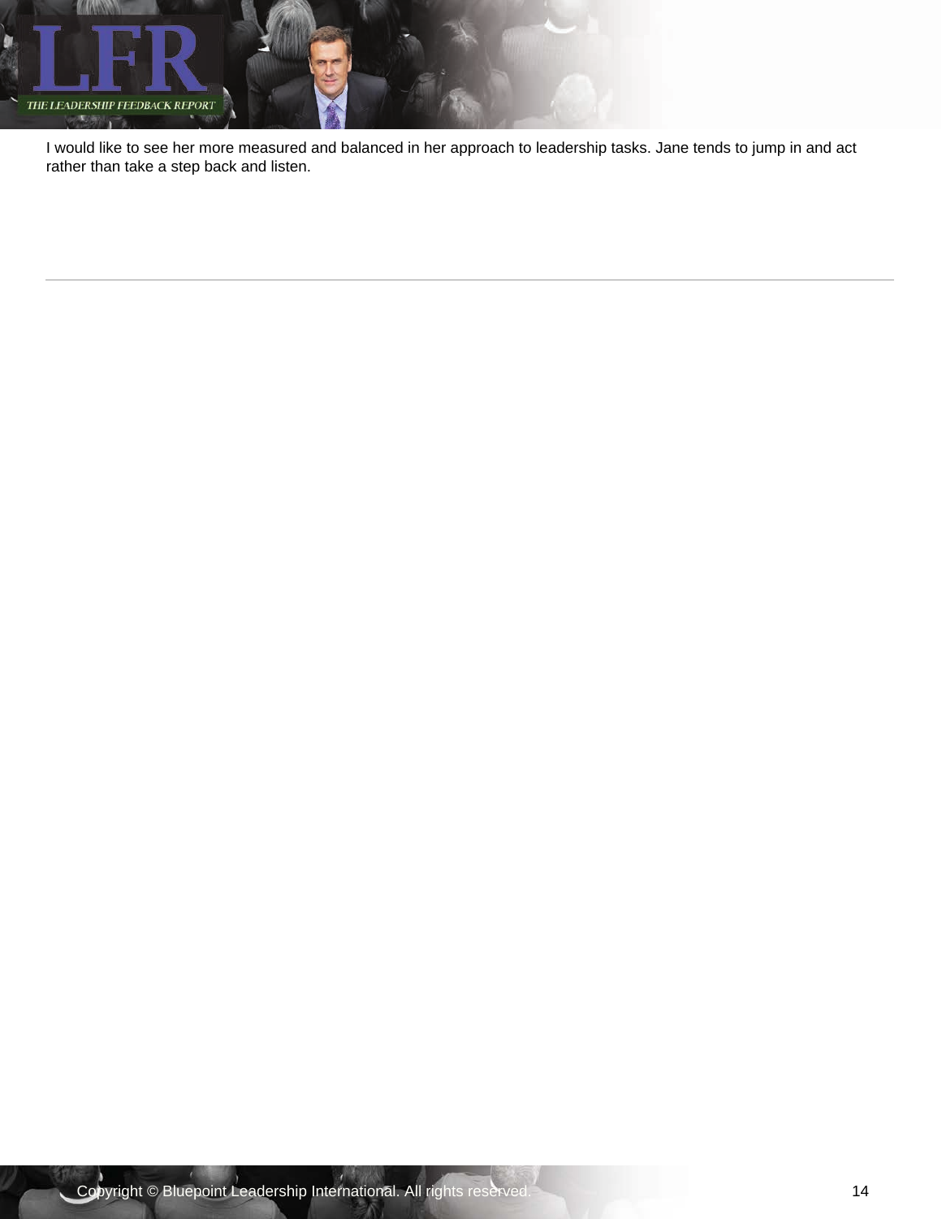I would like to see her more measured and balanced in her approach to leadership tasks. Jane tends to jump in and act rather than take a step back and listen.

---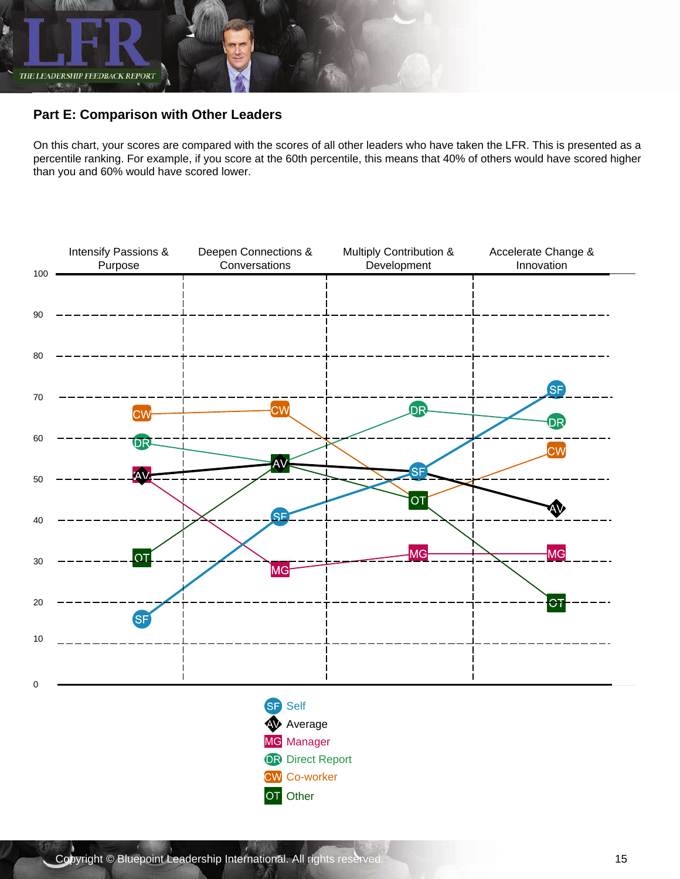## Part E: Comparison with Other Leaders

On this chart, your scores are compared with the scores of all other leaders who have taken the LFR. This is presented as a percentile ranking. For example, if you score at the 60th percentile, this means that 40% of others would have scored higher than you and 60% would have scored lower.

Intensify Passions & Purpose | Deepen Connections & Conversations | Multiply Contribution & Development | Accelerate Change & Innovation

- SF Self
- AV Average
- MG Manager
- DR Direct Report
- CW Co-worker
- OT Other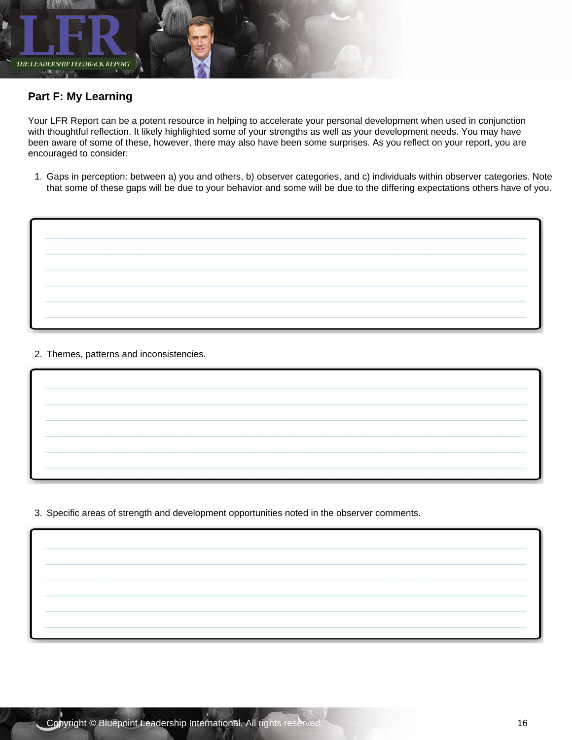## Part F: My Learning

Your LFR Report can be a potent resource in helping to accelerate your personal development when used in conjunction with thoughtful reflection. It likely highlighted some of your strengths as well as your development needs. You may have been aware of some of these, however, there may also have been some surprises. As you reflect on your report, you are encouraged to consider:

1. Gaps in perception: between a) you and others, b) observer categories, and c) individuals within observer categories. Note that some of these gaps will be due to your behavior and some will be due to the differing expectations others have of you.

2. Themes, patterns and inconsistencies.

3. Specific areas of strength and development opportunities noted in the observer comments.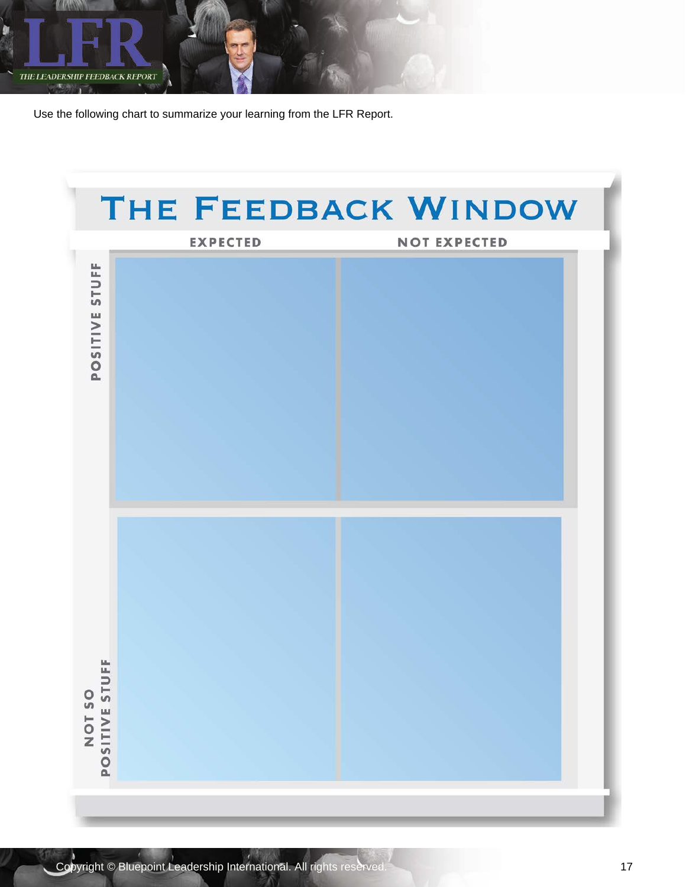Use the following chart to summarize your learning from the LFR Report.

# The Feedback Window

| | EXPECTED | NOT EXPECTED |
|---|---|---|
| POSITIVE STUFF | | |
| NOT SO POSITIVE STUFF | | |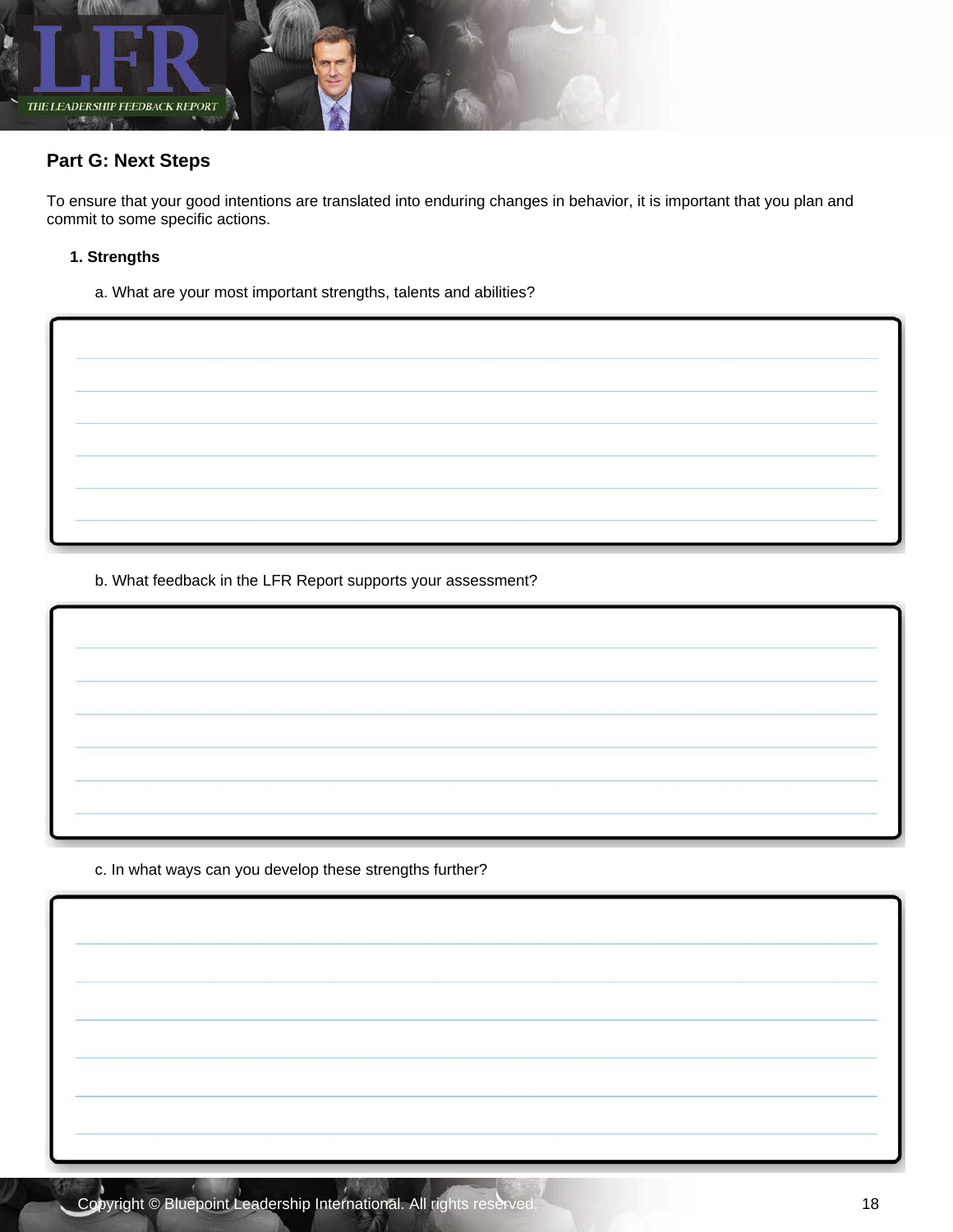## Part G: Next Steps

To ensure that your good intentions are translated into enduring changes in behavior, it is important that you plan and commit to some specific actions.

**1. Strengths**

a. What are your most important strengths, talents and abilities?

b. What feedback in the LFR Report supports your assessment?

c. In what ways can you develop these strengths further?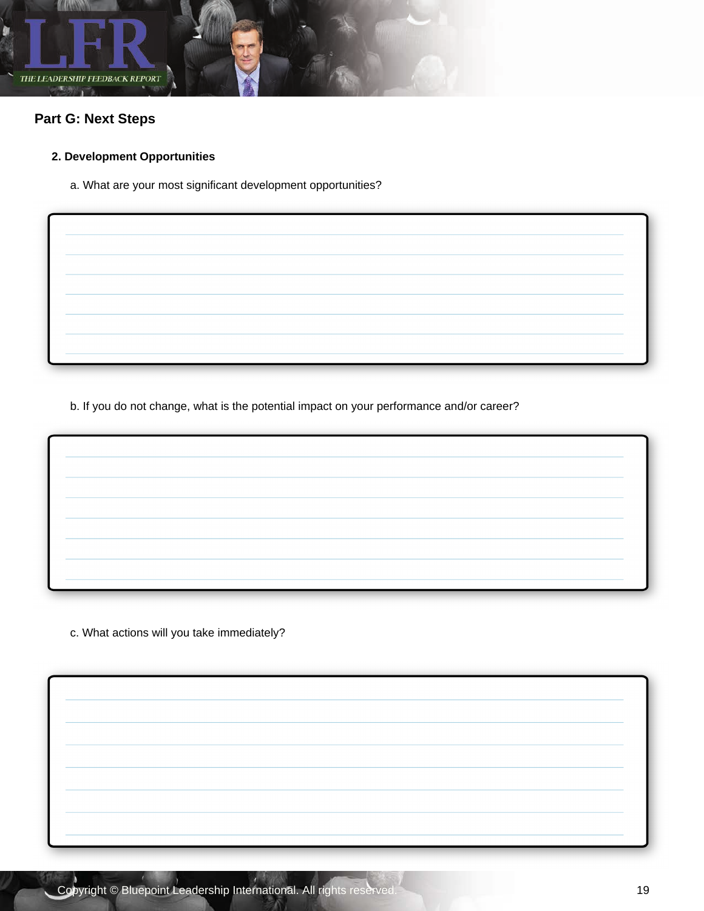## Part G: Next Steps

### 2. Development Opportunities

a. What are your most significant development opportunities?

b. If you do not change, what is the potential impact on your performance and/or career?

c. What actions will you take immediately?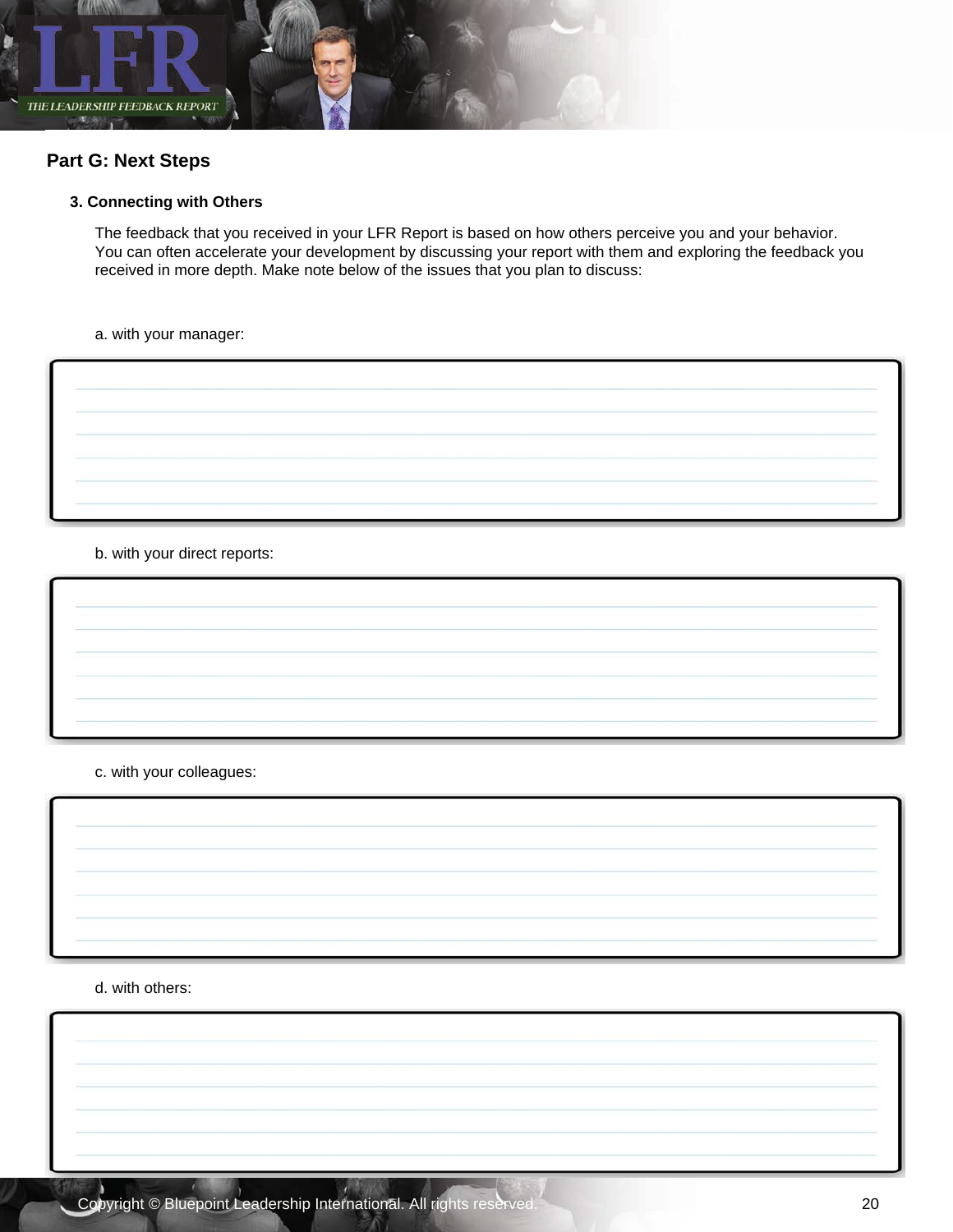## Part G: Next Steps

### 3. Connecting with Others

The feedback that you received in your LFR Report is based on how others perceive you and your behavior. You can often accelerate your development by discussing your report with them and exploring the feedback you received in more depth. Make note below of the issues that you plan to discuss:

a. with your manager:

b. with your direct reports:

c. with your colleagues:

d. with others: